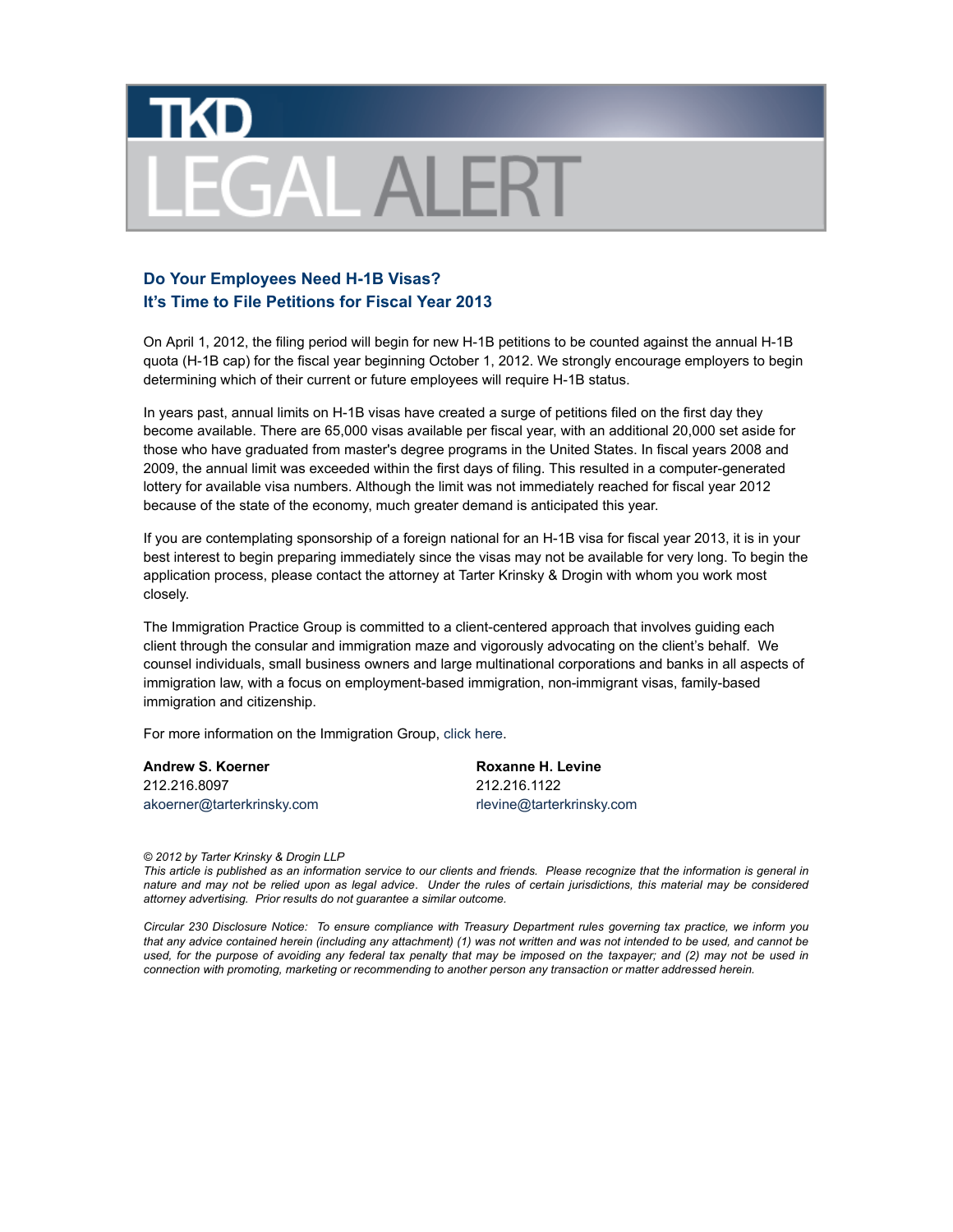# TKD LEGAL ALERT

## Do Your Employees Need H-1B Visas?
## It's Time to File Petitions for Fiscal Year 2013

On April 1, 2012, the filing period will begin for new H-1B petitions to be counted against the annual H-1B quota (H-1B cap) for the fiscal year beginning October 1, 2012. We strongly encourage employers to begin determining which of their current or future employees will require H-1B status.

In years past, annual limits on H-1B visas have created a surge of petitions filed on the first day they become available. There are 65,000 visas available per fiscal year, with an additional 20,000 set aside for those who have graduated from master's degree programs in the United States. In fiscal years 2008 and 2009, the annual limit was exceeded within the first days of filing. This resulted in a computer-generated lottery for available visa numbers. Although the limit was not immediately reached for fiscal year 2012 because of the state of the economy, much greater demand is anticipated this year.

If you are contemplating sponsorship of a foreign national for an H-1B visa for fiscal year 2013, it is in your best interest to begin preparing immediately since the visas may not be available for very long. To begin the application process, please contact the attorney at Tarter Krinsky & Drogin with whom you work most closely.

The Immigration Practice Group is committed to a client-centered approach that involves guiding each client through the consular and immigration maze and vigorously advocating on the client's behalf. We counsel individuals, small business owners and large multinational corporations and banks in all aspects of immigration law, with a focus on employment-based immigration, non-immigrant visas, family-based immigration and citizenship.

For more information on the Immigration Group, click here.

**Andrew S. Koerner**
212.216.8097
akoerner@tarterkrinsky.com

**Roxanne H. Levine**
212.216.1122
rlevine@tarterkrinsky.com

*© 2012 by Tarter Krinsky & Drogin LLP*
*This article is published as an information service to our clients and friends. Please recognize that the information is general in nature and may not be relied upon as legal advice. Under the rules of certain jurisdictions, this material may be considered attorney advertising. Prior results do not guarantee a similar outcome.*

*Circular 230 Disclosure Notice: To ensure compliance with Treasury Department rules governing tax practice, we inform you that any advice contained herein (including any attachment) (1) was not written and was not intended to be used, and cannot be used, for the purpose of avoiding any federal tax penalty that may be imposed on the taxpayer; and (2) may not be used in connection with promoting, marketing or recommending to another person any transaction or matter addressed herein.*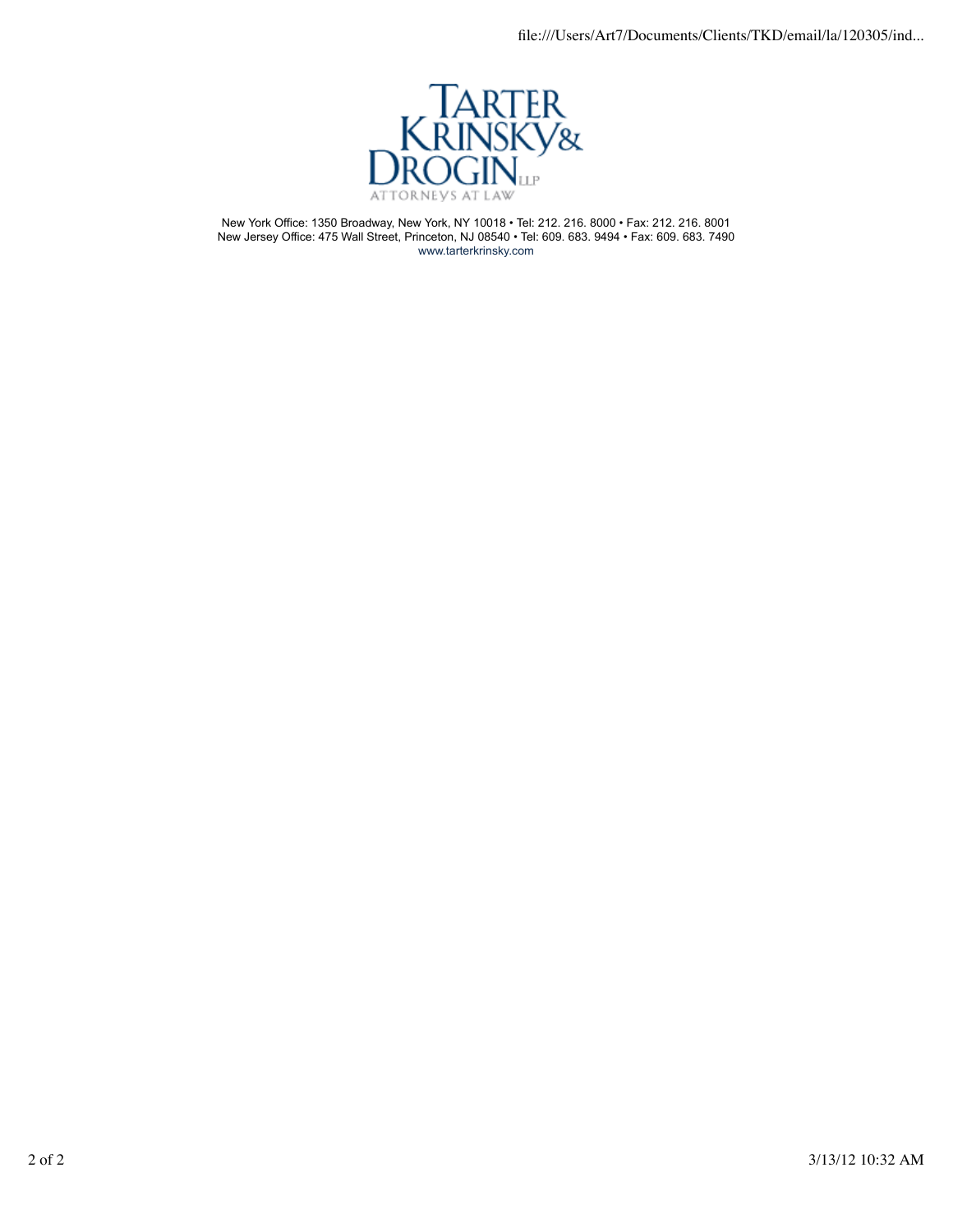TARTER KRINSKY & DROGIN LLP

ATTORNEYS AT LAW

New York Office: 1350 Broadway, New York, NY 10018 • Tel: 212. 216. 8000 • Fax: 212. 216. 8001
New Jersey Office: 475 Wall Street, Princeton, NJ 08540 • Tel: 609. 683. 9494 • Fax: 609. 683. 7490
www.tarterkrinsky.com